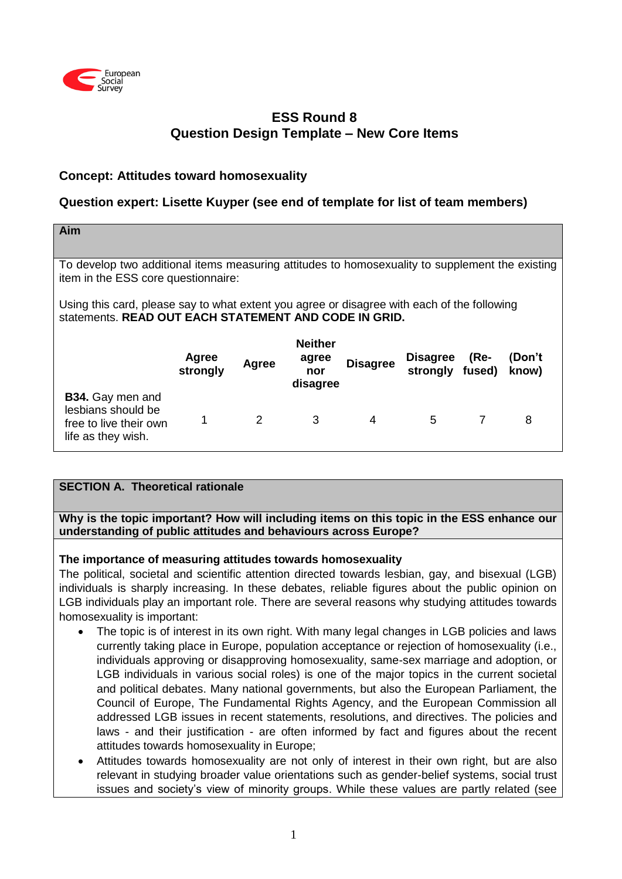# ESS Round 8
## Question Design Template – New Core Items

### Concept: Attitudes toward homosexuality

### Question expert: Lisette Kuyper (see end of template for list of team members)

**Aim**

To develop two additional items measuring attitudes to homosexuality to supplement the existing item in the ESS core questionnaire:

Using this card, please say to what extent you agree or disagree with each of the following statements. **READ OUT EACH STATEMENT AND CODE IN GRID.**

| | Agree strongly | Agree | Neither agree nor disagree | Disagree | Disagree strongly | (Re-fused) | (Don't know) |
|---|---|---|---|---|---|---|---|
| **B34.** Gay men and lesbians should be free to live their own life as they wish. | 1 | 2 | 3 | 4 | 5 | 7 | 8 |

**SECTION A. Theoretical rationale**

**Why is the topic important? How will including items on this topic in the ESS enhance our understanding of public attitudes and behaviours across Europe?**

**The importance of measuring attitudes towards homosexuality**

The political, societal and scientific attention directed towards lesbian, gay, and bisexual (LGB) individuals is sharply increasing. In these debates, reliable figures about the public opinion on LGB individuals play an important role. There are several reasons why studying attitudes towards homosexuality is important:

- The topic is of interest in its own right. With many legal changes in LGB policies and laws currently taking place in Europe, population acceptance or rejection of homosexuality (i.e., individuals approving or disapproving homosexuality, same-sex marriage and adoption, or LGB individuals in various social roles) is one of the major topics in the current societal and political debates. Many national governments, but also the European Parliament, the Council of Europe, The Fundamental Rights Agency, and the European Commission all addressed LGB issues in recent statements, resolutions, and directives. The policies and laws - and their justification - are often informed by fact and figures about the recent attitudes towards homosexuality in Europe;
- Attitudes towards homosexuality are not only of interest in their own right, but are also relevant in studying broader value orientations such as gender-belief systems, social trust issues and society's view of minority groups. While these values are partly related (see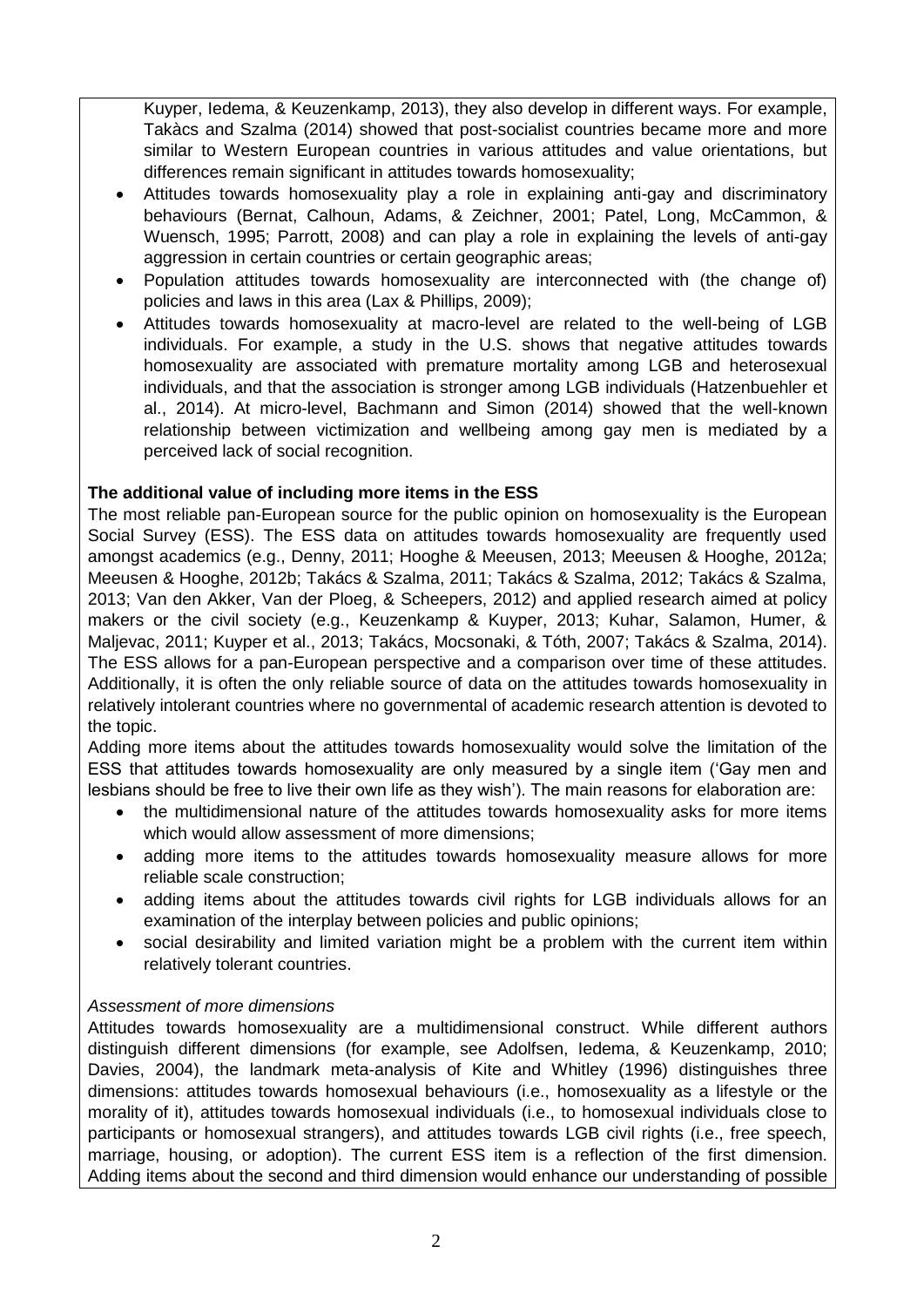Kuyper, Iedema, & Keuzenkamp, 2013), they also develop in different ways. For example, Takàcs and Szalma (2014) showed that post-socialist countries became more and more similar to Western European countries in various attitudes and value orientations, but differences remain significant in attitudes towards homosexuality;

- Attitudes towards homosexuality play a role in explaining anti-gay and discriminatory behaviours (Bernat, Calhoun, Adams, & Zeichner, 2001; Patel, Long, McCammon, & Wuensch, 1995; Parrott, 2008) and can play a role in explaining the levels of anti-gay aggression in certain countries or certain geographic areas;
- Population attitudes towards homosexuality are interconnected with (the change of) policies and laws in this area (Lax & Phillips, 2009);
- Attitudes towards homosexuality at macro-level are related to the well-being of LGB individuals. For example, a study in the U.S. shows that negative attitudes towards homosexuality are associated with premature mortality among LGB and heterosexual individuals, and that the association is stronger among LGB individuals (Hatzenbuehler et al., 2014). At micro-level, Bachmann and Simon (2014) showed that the well-known relationship between victimization and wellbeing among gay men is mediated by a perceived lack of social recognition.

**The additional value of including more items in the ESS**

The most reliable pan-European source for the public opinion on homosexuality is the European Social Survey (ESS). The ESS data on attitudes towards homosexuality are frequently used amongst academics (e.g., Denny, 2011; Hooghe & Meeusen, 2013; Meeusen & Hooghe, 2012a; Meeusen & Hooghe, 2012b; Takács & Szalma, 2011; Takács & Szalma, 2012; Takács & Szalma, 2013; Van den Akker, Van der Ploeg, & Scheepers, 2012) and applied research aimed at policy makers or the civil society (e.g., Keuzenkamp & Kuyper, 2013; Kuhar, Salamon, Humer, & Maljevac, 2011; Kuyper et al., 2013; Takács, Mocsonaki, & Tóth, 2007; Takács & Szalma, 2014). The ESS allows for a pan-European perspective and a comparison over time of these attitudes. Additionally, it is often the only reliable source of data on the attitudes towards homosexuality in relatively intolerant countries where no governmental of academic research attention is devoted to the topic.

Adding more items about the attitudes towards homosexuality would solve the limitation of the ESS that attitudes towards homosexuality are only measured by a single item ('Gay men and lesbians should be free to live their own life as they wish'). The main reasons for elaboration are:

- the multidimensional nature of the attitudes towards homosexuality asks for more items which would allow assessment of more dimensions;
- adding more items to the attitudes towards homosexuality measure allows for more reliable scale construction;
- adding items about the attitudes towards civil rights for LGB individuals allows for an examination of the interplay between policies and public opinions;
- social desirability and limited variation might be a problem with the current item within relatively tolerant countries.

*Assessment of more dimensions*

Attitudes towards homosexuality are a multidimensional construct. While different authors distinguish different dimensions (for example, see Adolfsen, Iedema, & Keuzenkamp, 2010; Davies, 2004), the landmark meta-analysis of Kite and Whitley (1996) distinguishes three dimensions: attitudes towards homosexual behaviours (i.e., homosexuality as a lifestyle or the morality of it), attitudes towards homosexual individuals (i.e., to homosexual individuals close to participants or homosexual strangers), and attitudes towards LGB civil rights (i.e., free speech, marriage, housing, or adoption). The current ESS item is a reflection of the first dimension. Adding items about the second and third dimension would enhance our understanding of possible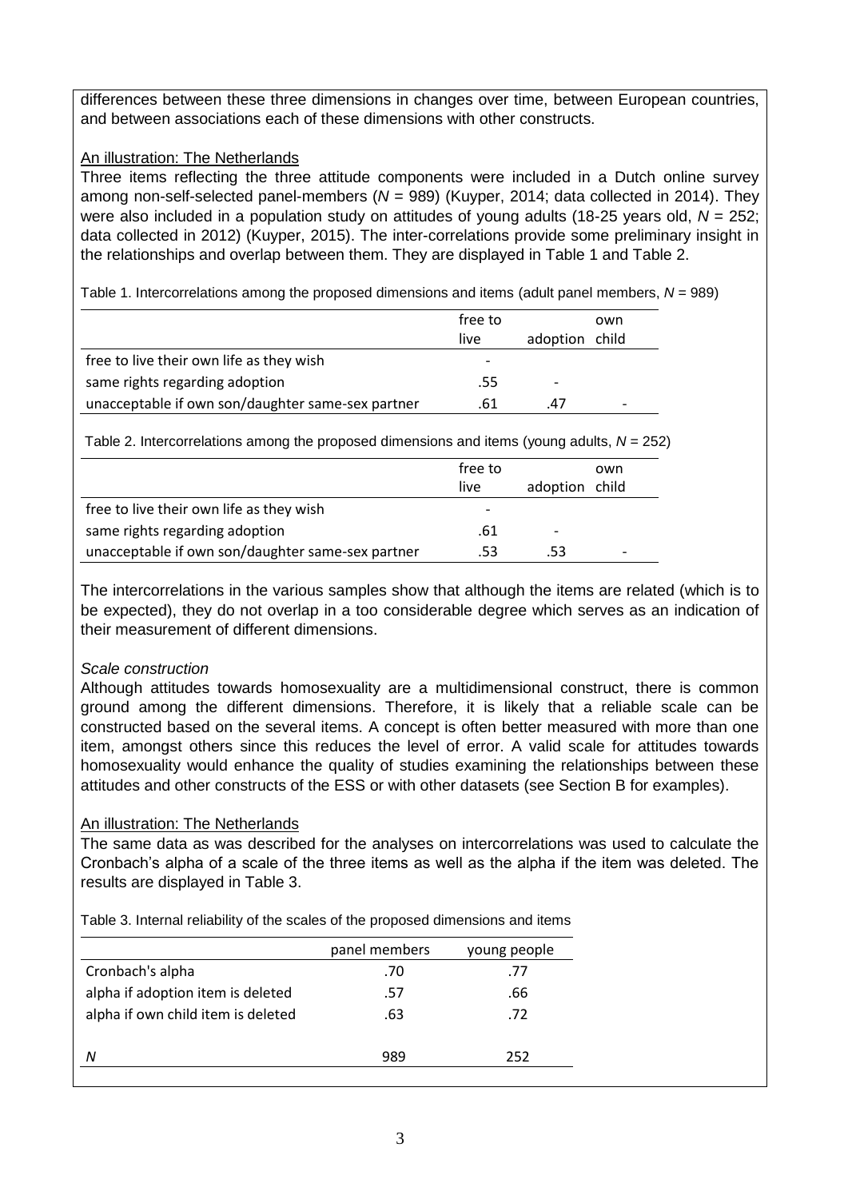differences between these three dimensions in changes over time, between European countries, and between associations each of these dimensions with other constructs.

An illustration: The Netherlands

Three items reflecting the three attitude components were included in a Dutch online survey among non-self-selected panel-members (*N* = 989) (Kuyper, 2014; data collected in 2014). They were also included in a population study on attitudes of young adults (18-25 years old, *N* = 252; data collected in 2012) (Kuyper, 2015). The inter-correlations provide some preliminary insight in the relationships and overlap between them. They are displayed in Table 1 and Table 2.

Table 1. Intercorrelations among the proposed dimensions and items (adult panel members, *N* = 989)

| | free to live | adoption | own child |
|---|---|---|---|
| free to live their own life as they wish | - | | |
| same rights regarding adoption | .55 | - | |
| unacceptable if own son/daughter same-sex partner | .61 | .47 | - |

Table 2. Intercorrelations among the proposed dimensions and items (young adults, *N* = 252)

| | free to live | adoption | own child |
|---|---|---|---|
| free to live their own life as they wish | - | | |
| same rights regarding adoption | .61 | - | |
| unacceptable if own son/daughter same-sex partner | .53 | .53 | - |

The intercorrelations in the various samples show that although the items are related (which is to be expected), they do not overlap in a too considerable degree which serves as an indication of their measurement of different dimensions.

*Scale construction*

Although attitudes towards homosexuality are a multidimensional construct, there is common ground among the different dimensions. Therefore, it is likely that a reliable scale can be constructed based on the several items. A concept is often better measured with more than one item, amongst others since this reduces the level of error. A valid scale for attitudes towards homosexuality would enhance the quality of studies examining the relationships between these attitudes and other constructs of the ESS or with other datasets (see Section B for examples).

An illustration: The Netherlands

The same data as was described for the analyses on intercorrelations was used to calculate the Cronbach's alpha of a scale of the three items as well as the alpha if the item was deleted. The results are displayed in Table 3.

Table 3. Internal reliability of the scales of the proposed dimensions and items

| | panel members | young people |
|---|---|---|
| Cronbach's alpha | .70 | .77 |
| alpha if adoption item is deleted | .57 | .66 |
| alpha if own child item is deleted | .63 | .72 |
| *N* | 989 | 252 |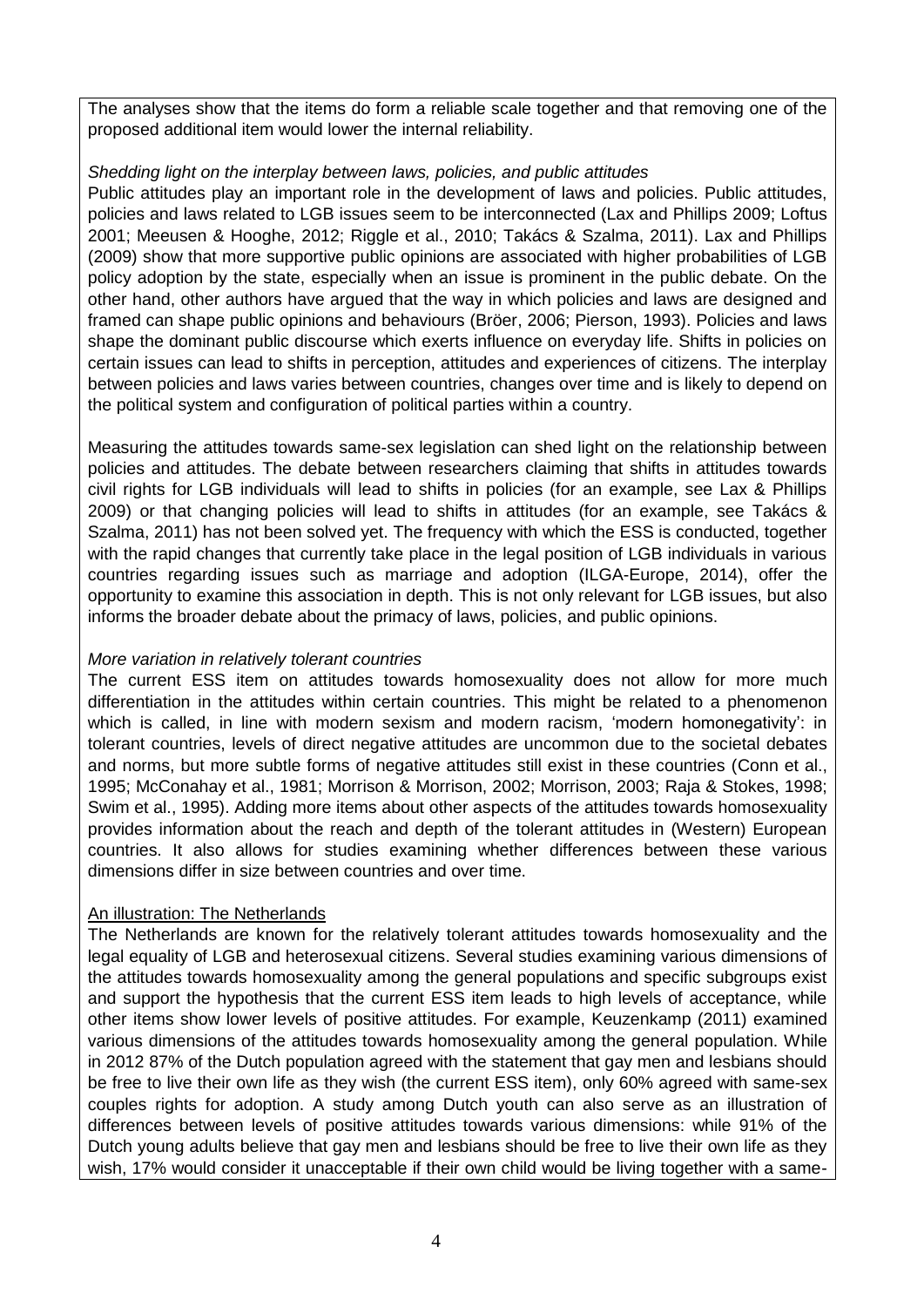The analyses show that the items do form a reliable scale together and that removing one of the proposed additional item would lower the internal reliability.

*Shedding light on the interplay between laws, policies, and public attitudes*

Public attitudes play an important role in the development of laws and policies. Public attitudes, policies and laws related to LGB issues seem to be interconnected (Lax and Phillips 2009; Loftus 2001; Meeusen & Hooghe, 2012; Riggle et al., 2010; Takács & Szalma, 2011). Lax and Phillips (2009) show that more supportive public opinions are associated with higher probabilities of LGB policy adoption by the state, especially when an issue is prominent in the public debate. On the other hand, other authors have argued that the way in which policies and laws are designed and framed can shape public opinions and behaviours (Bröer, 2006; Pierson, 1993). Policies and laws shape the dominant public discourse which exerts influence on everyday life. Shifts in policies on certain issues can lead to shifts in perception, attitudes and experiences of citizens. The interplay between policies and laws varies between countries, changes over time and is likely to depend on the political system and configuration of political parties within a country.

Measuring the attitudes towards same-sex legislation can shed light on the relationship between policies and attitudes. The debate between researchers claiming that shifts in attitudes towards civil rights for LGB individuals will lead to shifts in policies (for an example, see Lax & Phillips 2009) or that changing policies will lead to shifts in attitudes (for an example, see Takács & Szalma, 2011) has not been solved yet. The frequency with which the ESS is conducted, together with the rapid changes that currently take place in the legal position of LGB individuals in various countries regarding issues such as marriage and adoption (ILGA-Europe, 2014), offer the opportunity to examine this association in depth. This is not only relevant for LGB issues, but also informs the broader debate about the primacy of laws, policies, and public opinions.

*More variation in relatively tolerant countries*

The current ESS item on attitudes towards homosexuality does not allow for more much differentiation in the attitudes within certain countries. This might be related to a phenomenon which is called, in line with modern sexism and modern racism, 'modern homonegativity': in tolerant countries, levels of direct negative attitudes are uncommon due to the societal debates and norms, but more subtle forms of negative attitudes still exist in these countries (Conn et al., 1995; McConahay et al., 1981; Morrison & Morrison, 2002; Morrison, 2003; Raja & Stokes, 1998; Swim et al., 1995). Adding more items about other aspects of the attitudes towards homosexuality provides information about the reach and depth of the tolerant attitudes in (Western) European countries. It also allows for studies examining whether differences between these various dimensions differ in size between countries and over time.

An illustration: The Netherlands

The Netherlands are known for the relatively tolerant attitudes towards homosexuality and the legal equality of LGB and heterosexual citizens. Several studies examining various dimensions of the attitudes towards homosexuality among the general populations and specific subgroups exist and support the hypothesis that the current ESS item leads to high levels of acceptance, while other items show lower levels of positive attitudes. For example, Keuzenkamp (2011) examined various dimensions of the attitudes towards homosexuality among the general population. While in 2012 87% of the Dutch population agreed with the statement that gay men and lesbians should be free to live their own life as they wish (the current ESS item), only 60% agreed with same-sex couples rights for adoption. A study among Dutch youth can also serve as an illustration of differences between levels of positive attitudes towards various dimensions: while 91% of the Dutch young adults believe that gay men and lesbians should be free to live their own life as they wish, 17% would consider it unacceptable if their own child would be living together with a same-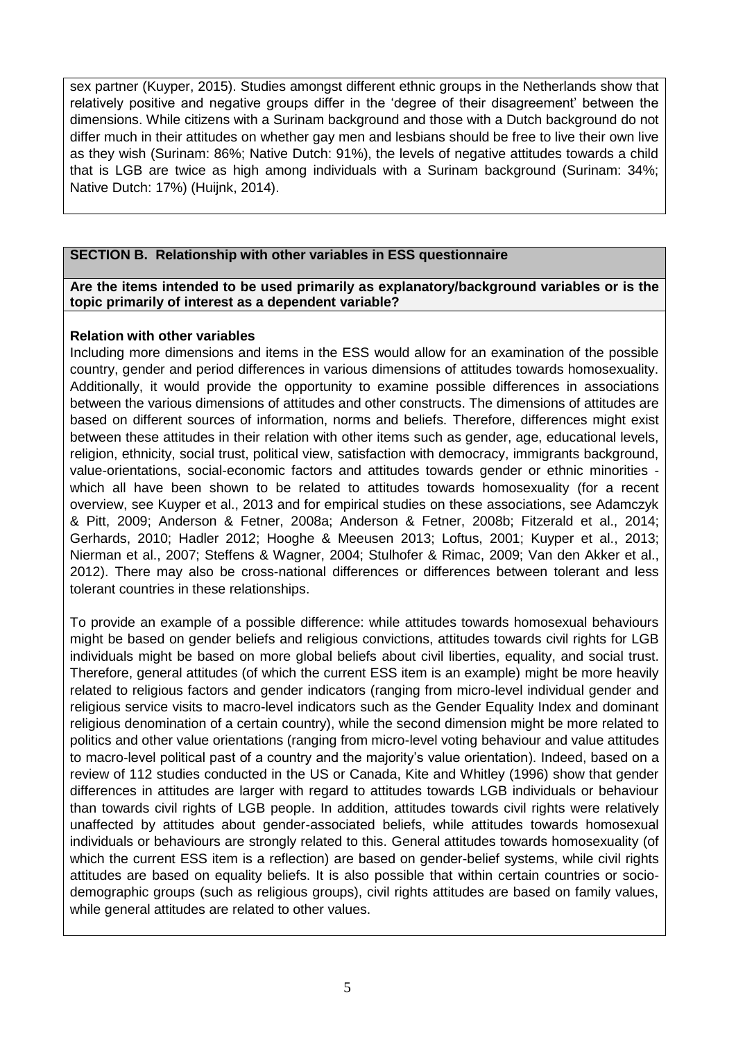sex partner (Kuyper, 2015). Studies amongst different ethnic groups in the Netherlands show that relatively positive and negative groups differ in the 'degree of their disagreement' between the dimensions. While citizens with a Surinam background and those with a Dutch background do not differ much in their attitudes on whether gay men and lesbians should be free to live their own live as they wish (Surinam: 86%; Native Dutch: 91%), the levels of negative attitudes towards a child that is LGB are twice as high among individuals with a Surinam background (Surinam: 34%; Native Dutch: 17%) (Huijnk, 2014).

**SECTION B. Relationship with other variables in ESS questionnaire**

**Are the items intended to be used primarily as explanatory/background variables or is the topic primarily of interest as a dependent variable?**

**Relation with other variables**

Including more dimensions and items in the ESS would allow for an examination of the possible country, gender and period differences in various dimensions of attitudes towards homosexuality. Additionally, it would provide the opportunity to examine possible differences in associations between the various dimensions of attitudes and other constructs. The dimensions of attitudes are based on different sources of information, norms and beliefs. Therefore, differences might exist between these attitudes in their relation with other items such as gender, age, educational levels, religion, ethnicity, social trust, political view, satisfaction with democracy, immigrants background, value-orientations, social-economic factors and attitudes towards gender or ethnic minorities - which all have been shown to be related to attitudes towards homosexuality (for a recent overview, see Kuyper et al., 2013 and for empirical studies on these associations, see Adamczyk & Pitt, 2009; Anderson & Fetner, 2008a; Anderson & Fetner, 2008b; Fitzerald et al., 2014; Gerhards, 2010; Hadler 2012; Hooghe & Meeusen 2013; Loftus, 2001; Kuyper et al., 2013; Nierman et al., 2007; Steffens & Wagner, 2004; Stulhofer & Rimac, 2009; Van den Akker et al., 2012). There may also be cross-national differences or differences between tolerant and less tolerant countries in these relationships.

To provide an example of a possible difference: while attitudes towards homosexual behaviours might be based on gender beliefs and religious convictions, attitudes towards civil rights for LGB individuals might be based on more global beliefs about civil liberties, equality, and social trust. Therefore, general attitudes (of which the current ESS item is an example) might be more heavily related to religious factors and gender indicators (ranging from micro-level individual gender and religious service visits to macro-level indicators such as the Gender Equality Index and dominant religious denomination of a certain country), while the second dimension might be more related to politics and other value orientations (ranging from micro-level voting behaviour and value attitudes to macro-level political past of a country and the majority's value orientation). Indeed, based on a review of 112 studies conducted in the US or Canada, Kite and Whitley (1996) show that gender differences in attitudes are larger with regard to attitudes towards LGB individuals or behaviour than towards civil rights of LGB people. In addition, attitudes towards civil rights were relatively unaffected by attitudes about gender-associated beliefs, while attitudes towards homosexual individuals or behaviours are strongly related to this. General attitudes towards homosexuality (of which the current ESS item is a reflection) are based on gender-belief systems, while civil rights attitudes are based on equality beliefs. It is also possible that within certain countries or socio-demographic groups (such as religious groups), civil rights attitudes are based on family values, while general attitudes are related to other values.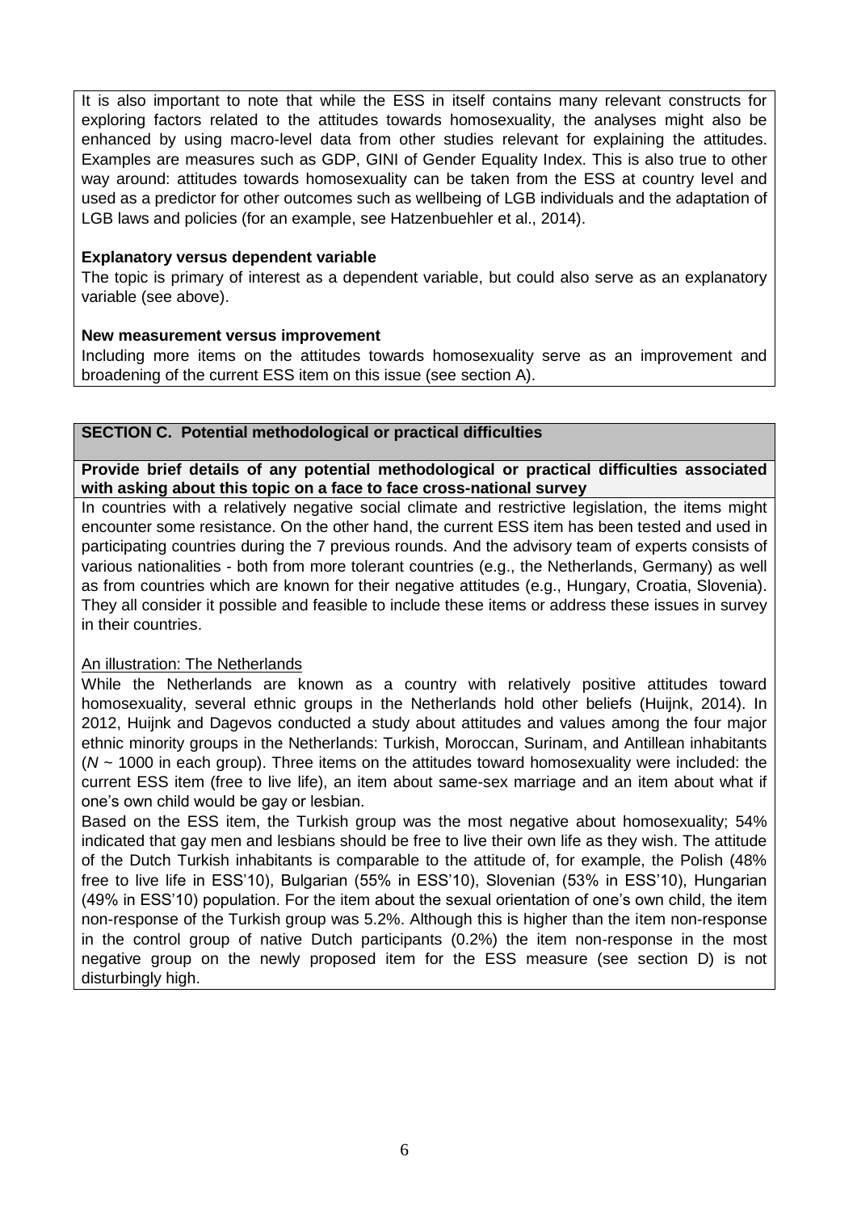It is also important to note that while the ESS in itself contains many relevant constructs for exploring factors related to the attitudes towards homosexuality, the analyses might also be enhanced by using macro-level data from other studies relevant for explaining the attitudes. Examples are measures such as GDP, GINI of Gender Equality Index. This is also true to other way around: attitudes towards homosexuality can be taken from the ESS at country level and used as a predictor for other outcomes such as wellbeing of LGB individuals and the adaptation of LGB laws and policies (for an example, see Hatzenbuehler et al., 2014).

**Explanatory versus dependent variable**

The topic is primary of interest as a dependent variable, but could also serve as an explanatory variable (see above).

**New measurement versus improvement**

Including more items on the attitudes towards homosexuality serve as an improvement and broadening of the current ESS item on this issue (see section A).

## SECTION C. Potential methodological or practical difficulties

**Provide brief details of any potential methodological or practical difficulties associated with asking about this topic on a face to face cross-national survey**

In countries with a relatively negative social climate and restrictive legislation, the items might encounter some resistance. On the other hand, the current ESS item has been tested and used in participating countries during the 7 previous rounds. And the advisory team of experts consists of various nationalities - both from more tolerant countries (e.g., the Netherlands, Germany) as well as from countries which are known for their negative attitudes (e.g., Hungary, Croatia, Slovenia). They all consider it possible and feasible to include these items or address these issues in survey in their countries.

An illustration: The Netherlands

While the Netherlands are known as a country with relatively positive attitudes toward homosexuality, several ethnic groups in the Netherlands hold other beliefs (Huijnk, 2014). In 2012, Huijnk and Dagevos conducted a study about attitudes and values among the four major ethnic minority groups in the Netherlands: Turkish, Moroccan, Surinam, and Antillean inhabitants (*N* ~ 1000 in each group). Three items on the attitudes toward homosexuality were included: the current ESS item (free to live life), an item about same-sex marriage and an item about what if one's own child would be gay or lesbian.

Based on the ESS item, the Turkish group was the most negative about homosexuality; 54% indicated that gay men and lesbians should be free to live their own life as they wish. The attitude of the Dutch Turkish inhabitants is comparable to the attitude of, for example, the Polish (48% free to live life in ESS'10), Bulgarian (55% in ESS'10), Slovenian (53% in ESS'10), Hungarian (49% in ESS'10) population. For the item about the sexual orientation of one's own child, the item non-response of the Turkish group was 5.2%. Although this is higher than the item non-response in the control group of native Dutch participants (0.2%) the item non-response in the most negative group on the newly proposed item for the ESS measure (see section D) is not disturbingly high.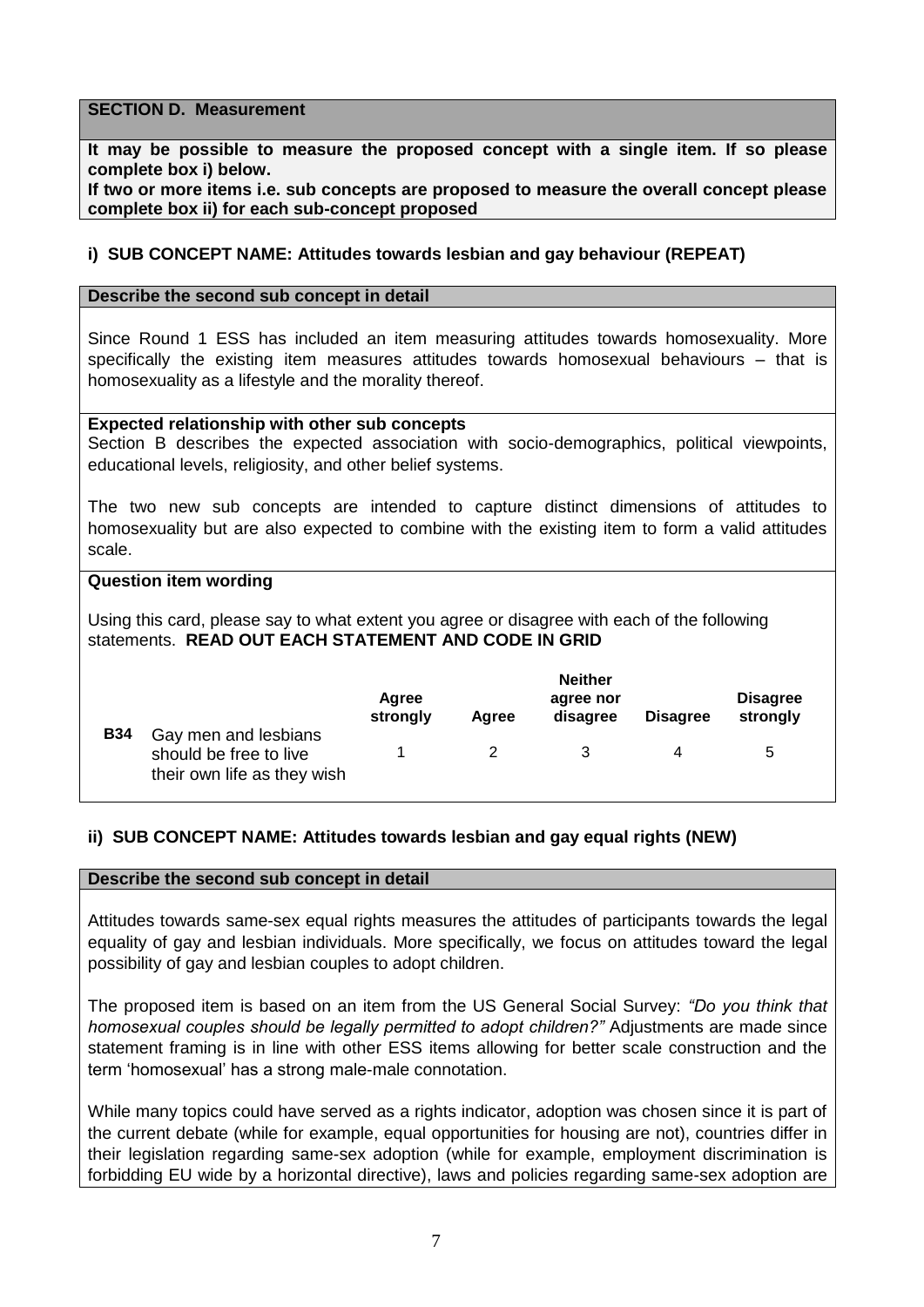**SECTION D. Measurement**

**It may be possible to measure the proposed concept with a single item. If so please complete box i) below.**
**If two or more items i.e. sub concepts are proposed to measure the overall concept please complete box ii) for each sub-concept proposed**

### i) SUB CONCEPT NAME: Attitudes towards lesbian and gay behaviour (REPEAT)

**Describe the second sub concept in detail**

Since Round 1 ESS has included an item measuring attitudes towards homosexuality. More specifically the existing item measures attitudes towards homosexual behaviours – that is homosexuality as a lifestyle and the morality thereof.

**Expected relationship with other sub concepts**

Section B describes the expected association with socio-demographics, political viewpoints, educational levels, religiosity, and other belief systems.

The two new sub concepts are intended to capture distinct dimensions of attitudes to homosexuality but are also expected to combine with the existing item to form a valid attitudes scale.

**Question item wording**

Using this card, please say to what extent you agree or disagree with each of the following statements. **READ OUT EACH STATEMENT AND CODE IN GRID**

| | | Agree strongly | Agree | Neither agree nor disagree | Disagree | Disagree strongly |
|---|---|---|---|---|---|---|
| **B34** | Gay men and lesbians should be free to live their own life as they wish | 1 | 2 | 3 | 4 | 5 |

### ii) SUB CONCEPT NAME: Attitudes towards lesbian and gay equal rights (NEW)

**Describe the second sub concept in detail**

Attitudes towards same-sex equal rights measures the attitudes of participants towards the legal equality of gay and lesbian individuals. More specifically, we focus on attitudes toward the legal possibility of gay and lesbian couples to adopt children.

The proposed item is based on an item from the US General Social Survey: *"Do you think that homosexual couples should be legally permitted to adopt children?"* Adjustments are made since statement framing is in line with other ESS items allowing for better scale construction and the term 'homosexual' has a strong male-male connotation.

While many topics could have served as a rights indicator, adoption was chosen since it is part of the current debate (while for example, equal opportunities for housing are not), countries differ in their legislation regarding same-sex adoption (while for example, employment discrimination is forbidding EU wide by a horizontal directive), laws and policies regarding same-sex adoption are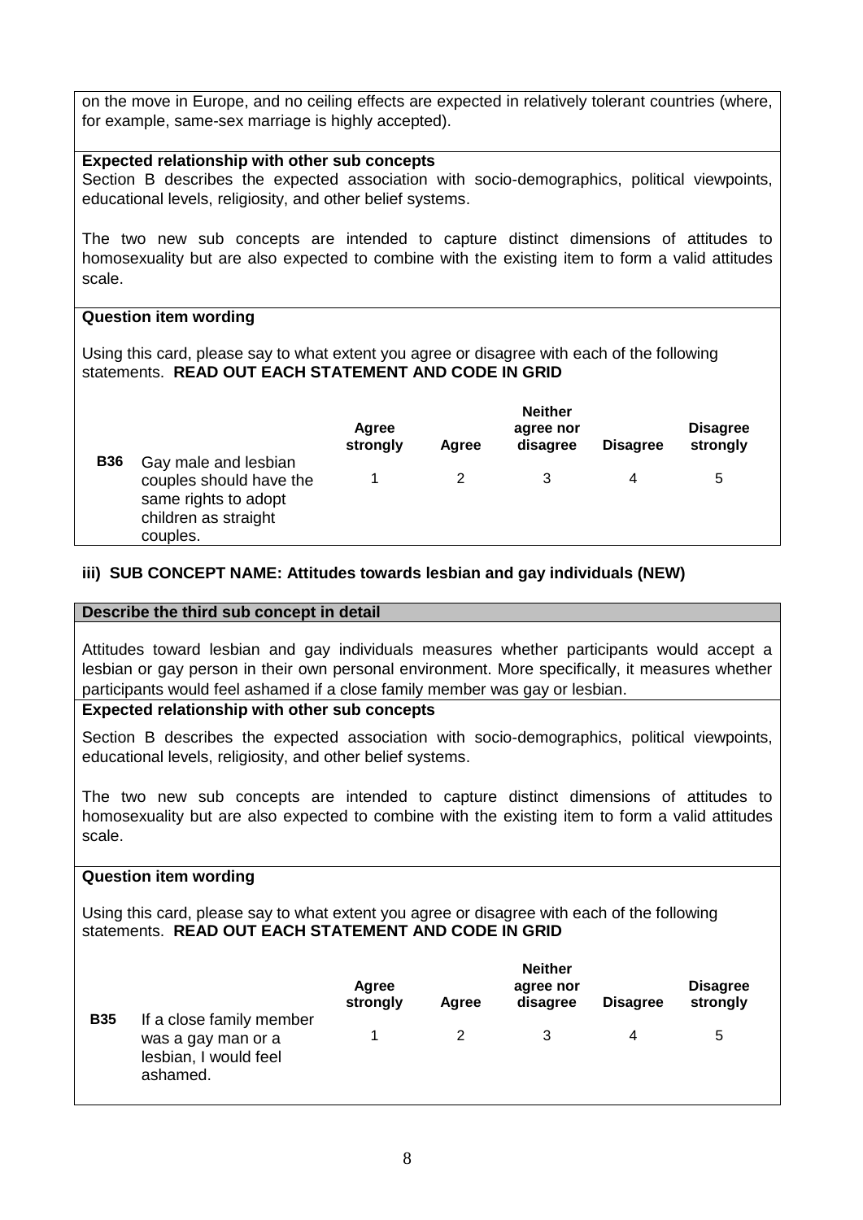on the move in Europe, and no ceiling effects are expected in relatively tolerant countries (where, for example, same-sex marriage is highly accepted).

**Expected relationship with other sub concepts**

Section B describes the expected association with socio-demographics, political viewpoints, educational levels, religiosity, and other belief systems.

The two new sub concepts are intended to capture distinct dimensions of attitudes to homosexuality but are also expected to combine with the existing item to form a valid attitudes scale.

**Question item wording**

Using this card, please say to what extent you agree or disagree with each of the following statements. **READ OUT EACH STATEMENT AND CODE IN GRID**

| | | Agree strongly | Agree | Neither agree nor disagree | Disagree | Disagree strongly |
|---|---|---|---|---|---|---|
| **B36** | Gay male and lesbian couples should have the same rights to adopt children as straight couples. | 1 | 2 | 3 | 4 | 5 |

### iii) SUB CONCEPT NAME: Attitudes towards lesbian and gay individuals (NEW)

**Describe the third sub concept in detail**

Attitudes toward lesbian and gay individuals measures whether participants would accept a lesbian or gay person in their own personal environment. More specifically, it measures whether participants would feel ashamed if a close family member was gay or lesbian.

**Expected relationship with other sub concepts**

Section B describes the expected association with socio-demographics, political viewpoints, educational levels, religiosity, and other belief systems.

The two new sub concepts are intended to capture distinct dimensions of attitudes to homosexuality but are also expected to combine with the existing item to form a valid attitudes scale.

**Question item wording**

Using this card, please say to what extent you agree or disagree with each of the following statements. **READ OUT EACH STATEMENT AND CODE IN GRID**

| | | Agree strongly | Agree | Neither agree nor disagree | Disagree | Disagree strongly |
|---|---|---|---|---|---|---|
| **B35** | If a close family member was a gay man or a lesbian, I would feel ashamed. | 1 | 2 | 3 | 4 | 5 |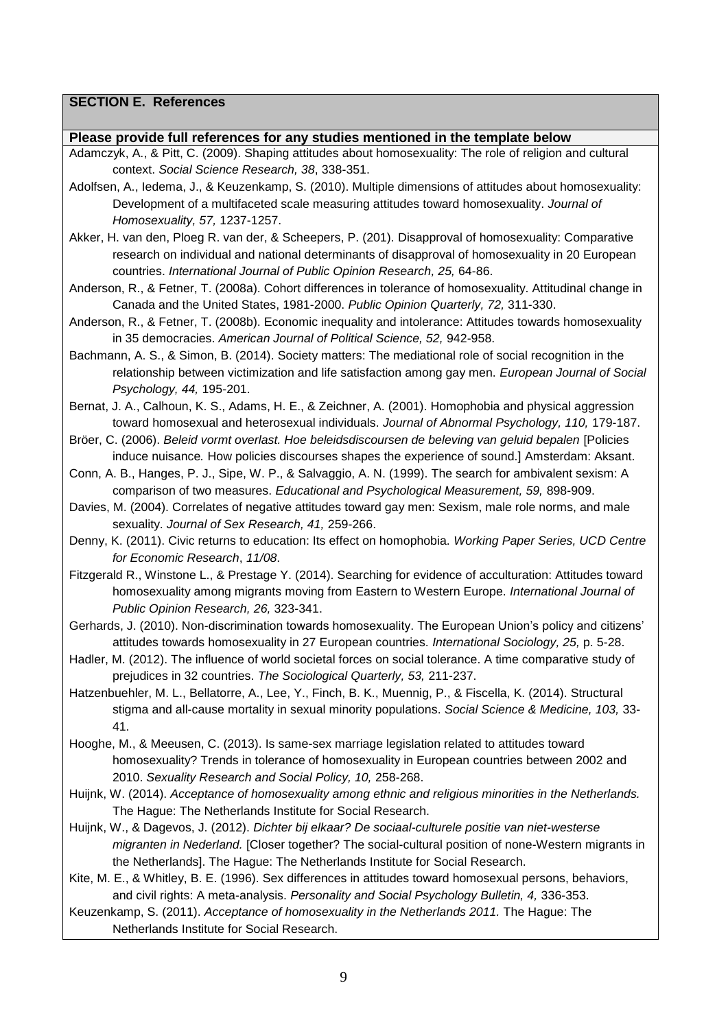## SECTION E. References

**Please provide full references for any studies mentioned in the template below**

Adamczyk, A., & Pitt, C. (2009). Shaping attitudes about homosexuality: The role of religion and cultural context. *Social Science Research, 38*, 338-351.

Adolfsen, A., Iedema, J., & Keuzenkamp, S. (2010). Multiple dimensions of attitudes about homosexuality: Development of a multifaceted scale measuring attitudes toward homosexuality. *Journal of Homosexuality, 57,* 1237-1257.

Akker, H. van den, Ploeg R. van der, & Scheepers, P. (201). Disapproval of homosexuality: Comparative research on individual and national determinants of disapproval of homosexuality in 20 European countries. *International Journal of Public Opinion Research, 25,* 64-86.

Anderson, R., & Fetner, T. (2008a). Cohort differences in tolerance of homosexuality. Attitudinal change in Canada and the United States, 1981-2000. *Public Opinion Quarterly, 72,* 311-330.

Anderson, R., & Fetner, T. (2008b). Economic inequality and intolerance: Attitudes towards homosexuality in 35 democracies. *American Journal of Political Science, 52,* 942-958.

Bachmann, A. S., & Simon, B. (2014). Society matters: The mediational role of social recognition in the relationship between victimization and life satisfaction among gay men. *European Journal of Social Psychology, 44,* 195-201.

Bernat, J. A., Calhoun, K. S., Adams, H. E., & Zeichner, A. (2001). Homophobia and physical aggression toward homosexual and heterosexual individuals. *Journal of Abnormal Psychology, 110,* 179-187.

Bröer, C. (2006). *Beleid vormt overlast. Hoe beleidsdiscoursen de beleving van geluid bepalen* [Policies induce nuisance*.* How policies discourses shapes the experience of sound.] Amsterdam: Aksant.

Conn, A. B., Hanges, P. J., Sipe, W. P., & Salvaggio, A. N. (1999). The search for ambivalent sexism: A comparison of two measures. *Educational and Psychological Measurement, 59,* 898-909.

Davies, M. (2004). Correlates of negative attitudes toward gay men: Sexism, male role norms, and male sexuality. *Journal of Sex Research, 41,* 259-266.

Denny, K. (2011). Civic returns to education: Its effect on homophobia. *Working Paper Series, UCD Centre for Economic Research*, *11/08*.

Fitzgerald R., Winstone L., & Prestage Y. (2014). Searching for evidence of acculturation: Attitudes toward homosexuality among migrants moving from Eastern to Western Europe. *International Journal of Public Opinion Research, 26,* 323-341.

Gerhards, J. (2010). Non-discrimination towards homosexuality. The European Union's policy and citizens' attitudes towards homosexuality in 27 European countries. *International Sociology, 25,* p. 5-28.

Hadler, M. (2012). The influence of world societal forces on social tolerance. A time comparative study of prejudices in 32 countries. *The Sociological Quarterly, 53,* 211-237.

Hatzenbuehler, M. L., Bellatorre, A., Lee, Y., Finch, B. K., Muennig, P., & Fiscella, K. (2014). Structural stigma and all-cause mortality in sexual minority populations. *Social Science & Medicine, 103,* 33-41.

Hooghe, M., & Meeusen, C. (2013). Is same-sex marriage legislation related to attitudes toward homosexuality? Trends in tolerance of homosexuality in European countries between 2002 and 2010. *Sexuality Research and Social Policy, 10,* 258-268.

Huijnk, W. (2014). *Acceptance of homosexuality among ethnic and religious minorities in the Netherlands.* The Hague: The Netherlands Institute for Social Research.

Huijnk, W., & Dagevos, J. (2012). *Dichter bij elkaar? De sociaal-culturele positie van niet-westerse migranten in Nederland.* [Closer together? The social-cultural position of none-Western migrants in the Netherlands]. The Hague: The Netherlands Institute for Social Research.

Kite, M. E., & Whitley, B. E. (1996). Sex differences in attitudes toward homosexual persons, behaviors, and civil rights: A meta-analysis. *Personality and Social Psychology Bulletin, 4,* 336-353.

Keuzenkamp, S. (2011). *Acceptance of homosexuality in the Netherlands 2011.* The Hague: The Netherlands Institute for Social Research.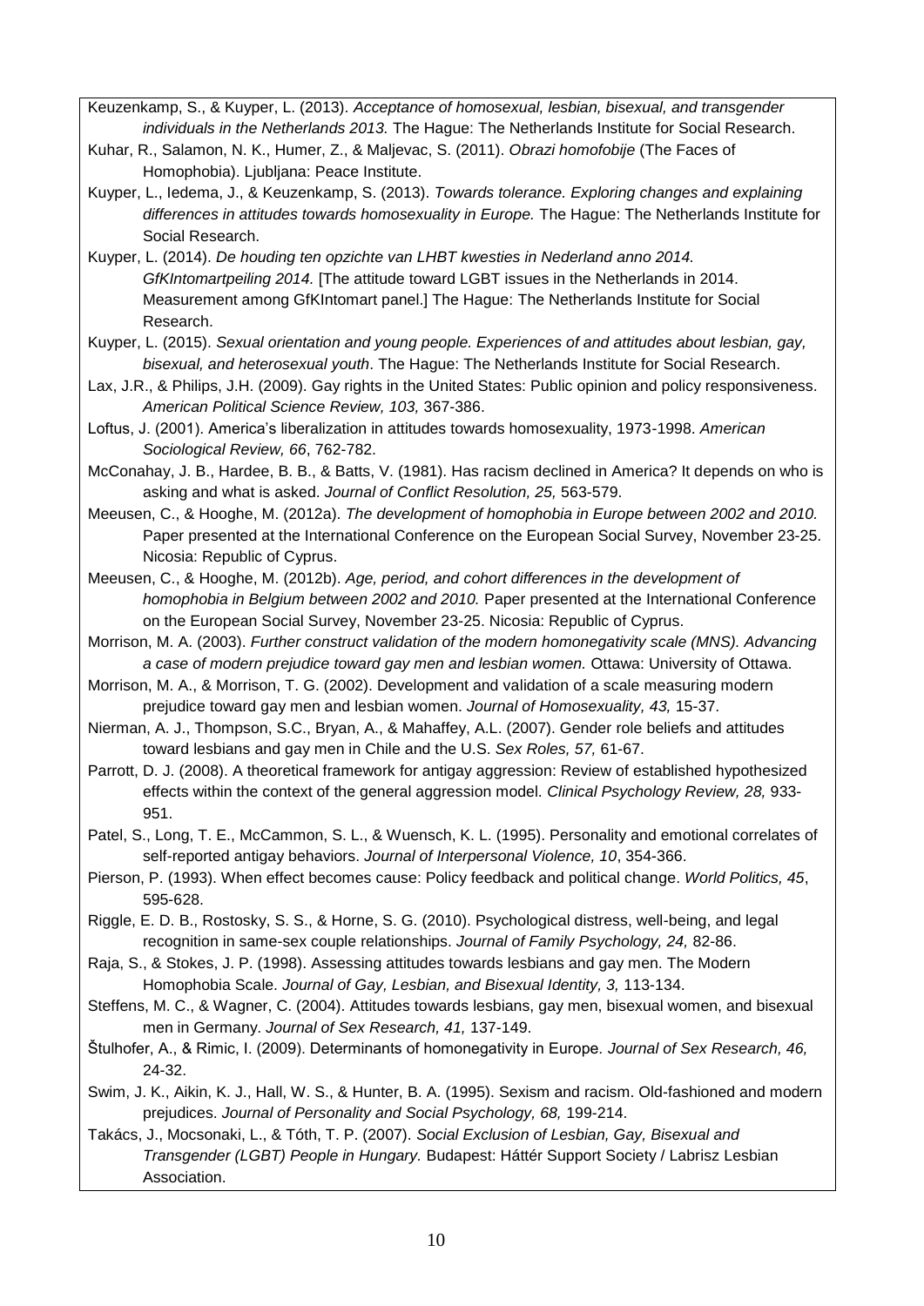Keuzenkamp, S., & Kuyper, L. (2013). *Acceptance of homosexual, lesbian, bisexual, and transgender individuals in the Netherlands 2013.* The Hague: The Netherlands Institute for Social Research.

Kuhar, R., Salamon, N. K., Humer, Z., & Maljevac, S. (2011). *Obrazi homofobije* (The Faces of Homophobia). Ljubljana: Peace Institute.

Kuyper, L., Iedema, J., & Keuzenkamp, S. (2013). *Towards tolerance. Exploring changes and explaining differences in attitudes towards homosexuality in Europe.* The Hague: The Netherlands Institute for Social Research.

Kuyper, L. (2014). *De houding ten opzichte van LHBT kwesties in Nederland anno 2014. GfKIntomartpeiling 2014.* [The attitude toward LGBT issues in the Netherlands in 2014. Measurement among GfKIntomart panel.] The Hague: The Netherlands Institute for Social Research.

Kuyper, L. (2015). *Sexual orientation and young people. Experiences of and attitudes about lesbian, gay, bisexual, and heterosexual youth*. The Hague: The Netherlands Institute for Social Research.

Lax, J.R., & Philips, J.H. (2009). Gay rights in the United States: Public opinion and policy responsiveness. *American Political Science Review, 103,* 367-386.

Loftus, J. (2001). America's liberalization in attitudes towards homosexuality, 1973-1998. *American Sociological Review, 66*, 762-782.

McConahay, J. B., Hardee, B. B., & Batts, V. (1981). Has racism declined in America? It depends on who is asking and what is asked. *Journal of Conflict Resolution, 25,* 563-579.

Meeusen, C., & Hooghe, M. (2012a). *The development of homophobia in Europe between 2002 and 2010.* Paper presented at the International Conference on the European Social Survey, November 23-25. Nicosia: Republic of Cyprus.

Meeusen, C., & Hooghe, M. (2012b). *Age, period, and cohort differences in the development of homophobia in Belgium between 2002 and 2010.* Paper presented at the International Conference on the European Social Survey, November 23-25. Nicosia: Republic of Cyprus.

Morrison, M. A. (2003). *Further construct validation of the modern homonegativity scale (MNS). Advancing a case of modern prejudice toward gay men and lesbian women.* Ottawa: University of Ottawa.

Morrison, M. A., & Morrison, T. G. (2002). Development and validation of a scale measuring modern prejudice toward gay men and lesbian women. *Journal of Homosexuality, 43,* 15-37.

Nierman, A. J., Thompson, S.C., Bryan, A., & Mahaffey, A.L. (2007). Gender role beliefs and attitudes toward lesbians and gay men in Chile and the U.S. *Sex Roles, 57,* 61-67.

Parrott, D. J. (2008). A theoretical framework for antigay aggression: Review of established hypothesized effects within the context of the general aggression model. *Clinical Psychology Review, 28,* 933-951.

Patel, S., Long, T. E., McCammon, S. L., & Wuensch, K. L. (1995). Personality and emotional correlates of self-reported antigay behaviors. *Journal of Interpersonal Violence, 10*, 354-366.

Pierson, P. (1993). When effect becomes cause: Policy feedback and political change. *World Politics, 45*, 595-628.

Riggle, E. D. B., Rostosky, S. S., & Horne, S. G. (2010). Psychological distress, well-being, and legal recognition in same-sex couple relationships. *Journal of Family Psychology, 24,* 82-86.

Raja, S., & Stokes, J. P. (1998). Assessing attitudes towards lesbians and gay men. The Modern Homophobia Scale. *Journal of Gay, Lesbian, and Bisexual Identity, 3,* 113-134.

Steffens, M. C., & Wagner, C. (2004). Attitudes towards lesbians, gay men, bisexual women, and bisexual men in Germany. *Journal of Sex Research, 41,* 137-149.

Štulhofer, A., & Rimic, I. (2009). Determinants of homonegativity in Europe. *Journal of Sex Research, 46,* 24-32.

Swim, J. K., Aikin, K. J., Hall, W. S., & Hunter, B. A. (1995). Sexism and racism. Old-fashioned and modern prejudices. *Journal of Personality and Social Psychology, 68,* 199-214.

Takács, J., Mocsonaki, L., & Tóth, T. P. (2007). *Social Exclusion of Lesbian, Gay, Bisexual and Transgender (LGBT) People in Hungary.* Budapest: Háttér Support Society / Labrisz Lesbian Association.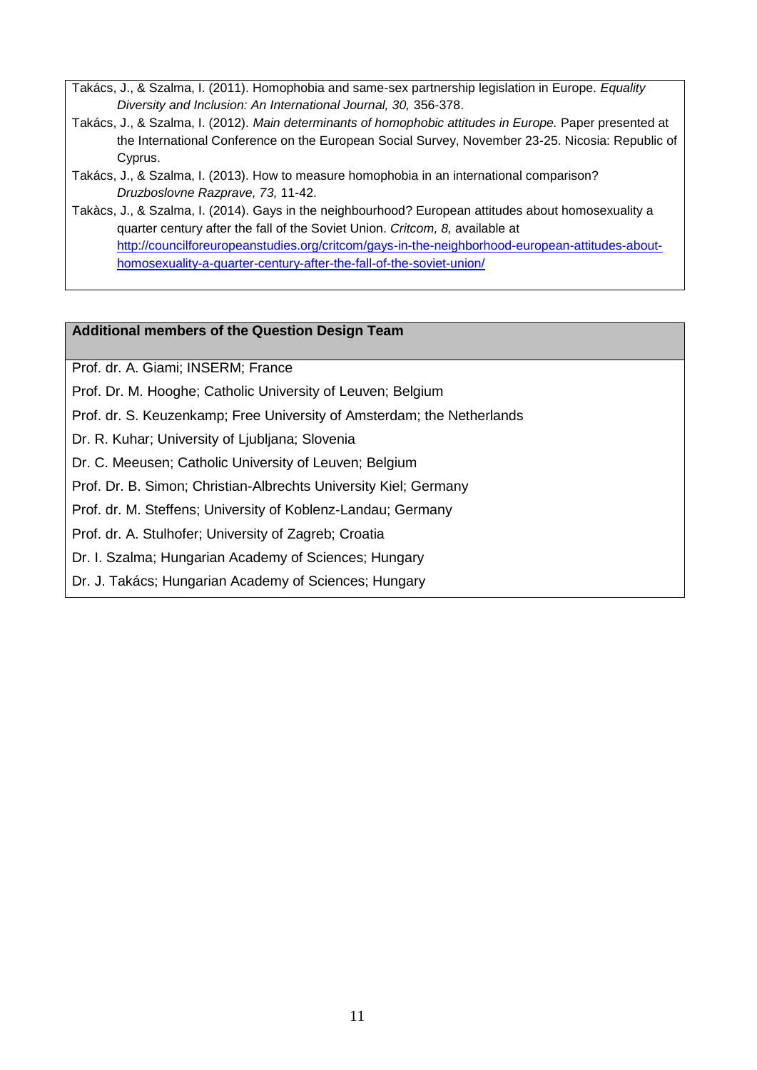Takács, J., & Szalma, I. (2011). Homophobia and same-sex partnership legislation in Europe. *Equality Diversity and Inclusion: An International Journal, 30,* 356-378.

Takács, J., & Szalma, I. (2012). *Main determinants of homophobic attitudes in Europe.* Paper presented at the International Conference on the European Social Survey, November 23-25. Nicosia: Republic of Cyprus.

Takács, J., & Szalma, I. (2013). How to measure homophobia in an international comparison? *Druzboslovne Razprave, 73,* 11-42.

Takàcs, J., & Szalma, I. (2014). Gays in the neighbourhood? European attitudes about homosexuality a quarter century after the fall of the Soviet Union. *Critcom, 8,* available at http://councilforeuropeanstudies.org/critcom/gays-in-the-neighborhood-european-attitudes-about-homosexuality-a-quarter-century-after-the-fall-of-the-soviet-union/

**Additional members of the Question Design Team**

Prof. dr. A. Giami; INSERM; France

Prof. Dr. M. Hooghe; Catholic University of Leuven; Belgium

Prof. dr. S. Keuzenkamp; Free University of Amsterdam; the Netherlands

Dr. R. Kuhar; University of Ljubljana; Slovenia

Dr. C. Meeusen; Catholic University of Leuven; Belgium

Prof. Dr. B. Simon; Christian-Albrechts University Kiel; Germany

Prof. dr. M. Steffens; University of Koblenz-Landau; Germany

Prof. dr. A. Stulhofer; University of Zagreb; Croatia

Dr. I. Szalma; Hungarian Academy of Sciences; Hungary

Dr. J. Takács; Hungarian Academy of Sciences; Hungary